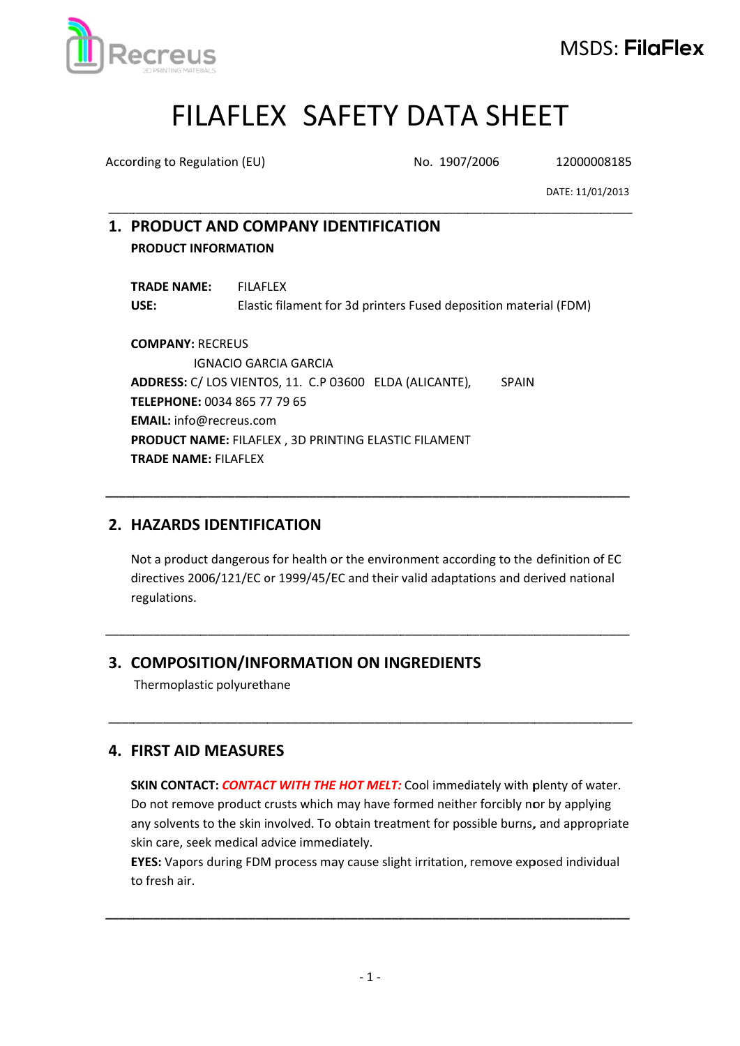# FILAFLEX SAFETY DATA SHEET

According to Regulation (EU) No. 1907/2006 12000008185

DATE: 11/01/2013

## 1. PRODUCT AND COMPANY IDENTIFICATION

**PRODUCT INFORMATION**

**TRADE NAME:** FILAFLEX
**USE:** Elastic filament for 3d printers Fused deposition material (FDM)

**COMPANY:** RECREUS
IGNACIO GARCIA GARCIA
**ADDRESS:** C/ LOS VIENTOS, 11. C.P 03600 ELDA (ALICANTE), SPAIN
**TELEPHONE:** 0034 865 77 79 65
**EMAIL:** info@recreus.com
**PRODUCT NAME:** FILAFLEX , 3D PRINTING ELASTIC FILAMENT
**TRADE NAME:** FILAFLEX

## 2. HAZARDS IDENTIFICATION

Not a product dangerous for health or the environment according to the definition of EC directives 2006/121/EC or 1999/45/EC and their valid adaptations and derived national regulations.

## 3. COMPOSITION/INFORMATION ON INGREDIENTS

Thermoplastic polyurethane

## 4. FIRST AID MEASURES

**SKIN CONTACT:** ***CONTACT WITH THE HOT MELT:*** Cool immediately with plenty of water. Do not remove product crusts which may have formed neither forcibly nor by applying any solvents to the skin involved. To obtain treatment for possible burns, and appropriate skin care, seek medical advice immediately.
**EYES:** Vapors during FDM process may cause slight irritation, remove exposed individual to fresh air.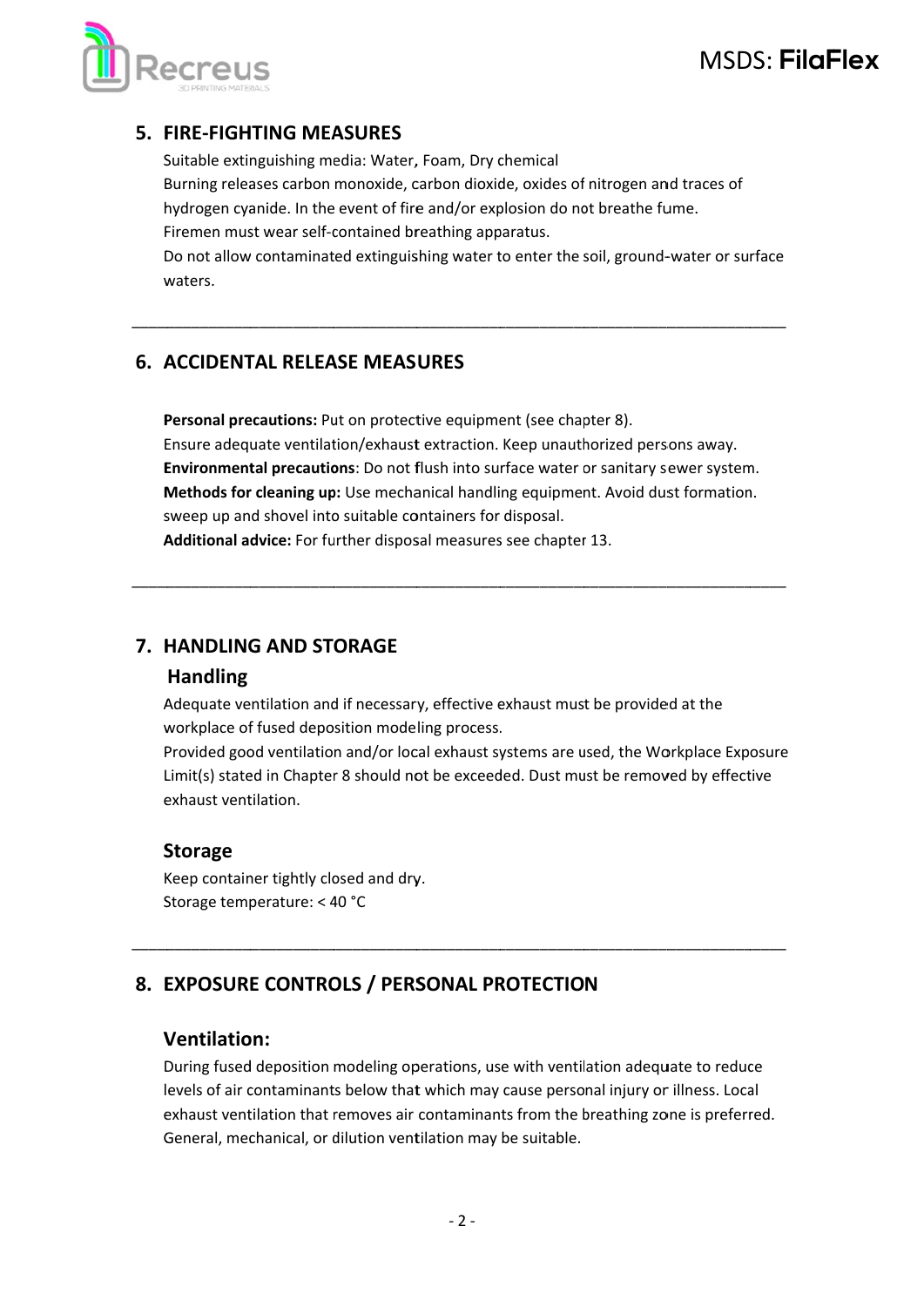## 5. FIRE-FIGHTING MEASURES

Suitable extinguishing media: Water, Foam, Dry chemical
Burning releases carbon monoxide, carbon dioxide, oxides of nitrogen and traces of hydrogen cyanide. In the event of fire and/or explosion do not breathe fume.
Firemen must wear self-contained breathing apparatus.
Do not allow contaminated extinguishing water to enter the soil, ground-water or surface waters.

---

## 6. ACCIDENTAL RELEASE MEASURES

**Personal precautions:** Put on protective equipment (see chapter 8).
Ensure adequate ventilation/exhaust extraction. Keep unauthorized persons away.
**Environmental precautions**: Do not flush into surface water or sanitary sewer system.
**Methods for cleaning up:** Use mechanical handling equipment. Avoid dust formation. sweep up and shovel into suitable containers for disposal.
**Additional advice:** For further disposal measures see chapter 13.

---

## 7. HANDLING AND STORAGE

### Handling

Adequate ventilation and if necessary, effective exhaust must be provided at the workplace of fused deposition modeling process.
Provided good ventilation and/or local exhaust systems are used, the Workplace Exposure Limit(s) stated in Chapter 8 should not be exceeded. Dust must be removed by effective exhaust ventilation.

### Storage

Keep container tightly closed and dry.
Storage temperature: < 40 °C

---

## 8. EXPOSURE CONTROLS / PERSONAL PROTECTION

### Ventilation:

During fused deposition modeling operations, use with ventilation adequate to reduce levels of air contaminants below that which may cause personal injury or illness. Local exhaust ventilation that removes air contaminants from the breathing zone is preferred. General, mechanical, or dilution ventilation may be suitable.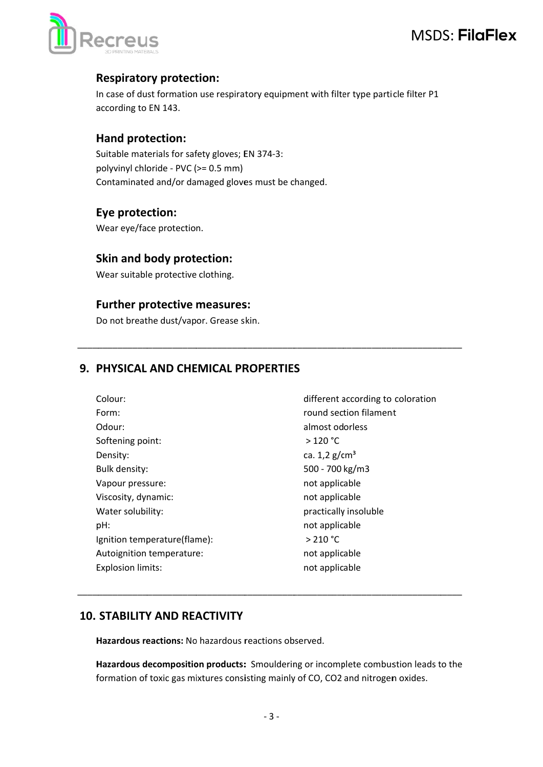### Respiratory protection:

In case of dust formation use respiratory equipment with filter type particle filter P1 according to EN 143.

### Hand protection:

Suitable materials for safety gloves; EN 374-3:
polyvinyl chloride - PVC (>= 0.5 mm)
Contaminated and/or damaged gloves must be changed.

### Eye protection:

Wear eye/face protection.

### Skin and body protection:

Wear suitable protective clothing.

### Further protective measures:

Do not breathe dust/vapor. Grease skin.

---

## 9. PHYSICAL AND CHEMICAL PROPERTIES

| | |
|---|---|
| Colour: | different according to coloration |
| Form: | round section filament |
| Odour: | almost odorless |
| Softening point: | > 120 °C |
| Density: | ca. 1,2 g/cm³ |
| Bulk density: | 500 - 700 kg/m3 |
| Vapour pressure: | not applicable |
| Viscosity, dynamic: | not applicable |
| Water solubility: | practically insoluble |
| pH: | not applicable |
| Ignition temperature(flame): | > 210 °C |
| Autoignition temperature: | not applicable |
| Explosion limits: | not applicable |

---

## 10. STABILITY AND REACTIVITY

**Hazardous reactions:** No hazardous reactions observed.

**Hazardous decomposition products:** Smouldering or incomplete combustion leads to the formation of toxic gas mixtures consisting mainly of CO, $CO_2$ and nitrogen oxides.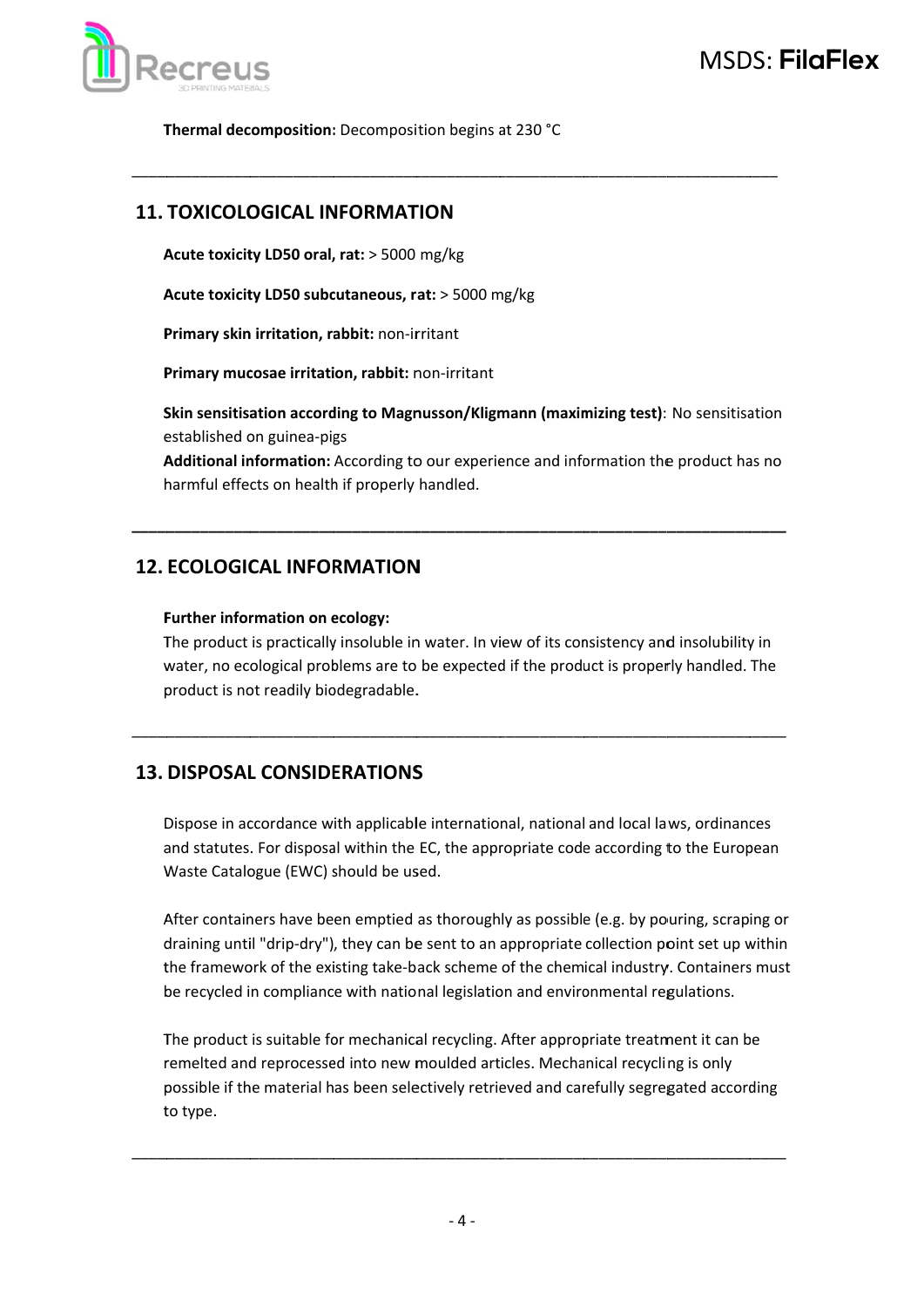**Thermal decomposition:** Decomposition begins at 230 °C

---

## 11. TOXICOLOGICAL INFORMATION

**Acute toxicity LD50 oral, rat:** > 5000 mg/kg

**Acute toxicity LD50 subcutaneous, rat:** > 5000 mg/kg

**Primary skin irritation, rabbit:** non-irritant

**Primary mucosae irritation, rabbit:** non-irritant

**Skin sensitisation according to Magnusson/Kligmann (maximizing test)**: No sensitisation established on guinea-pigs

**Additional information:** According to our experience and information the product has no harmful effects on health if properly handled.

---

## 12. ECOLOGICAL INFORMATION

**Further information on ecology:**

The product is practically insoluble in water. In view of its consistency and insolubility in water, no ecological problems are to be expected if the product is properly handled. The product is not readily biodegradable.

---

## 13. DISPOSAL CONSIDERATIONS

Dispose in accordance with applicable international, national and local laws, ordinances and statutes. For disposal within the EC, the appropriate code according to the European Waste Catalogue (EWC) should be used.

After containers have been emptied as thoroughly as possible (e.g. by pouring, scraping or draining until "drip-dry"), they can be sent to an appropriate collection point set up within the framework of the existing take-back scheme of the chemical industry. Containers must be recycled in compliance with national legislation and environmental regulations.

The product is suitable for mechanical recycling. After appropriate treatment it can be remelted and reprocessed into new moulded articles. Mechanical recycling is only possible if the material has been selectively retrieved and carefully segregated according to type.

---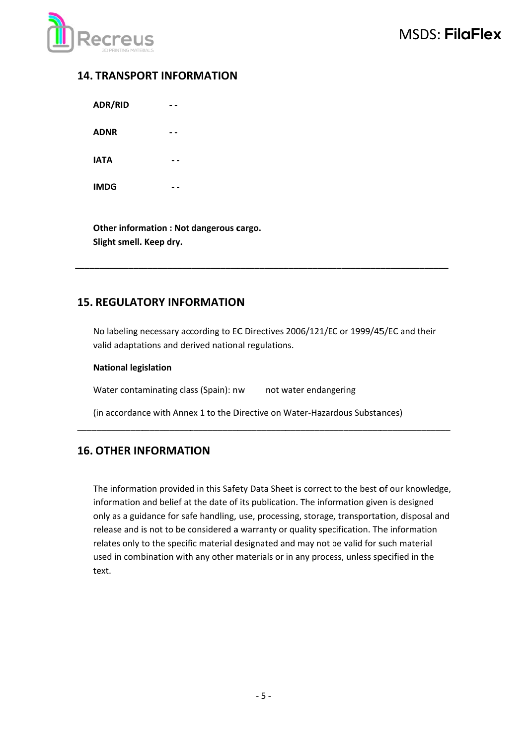## 14. TRANSPORT INFORMATION

| | |
|---|---|
| **ADR/RID** | - - |
| **ADNR** | - - |
| **IATA** | - - |
| **IMDG** | - - |

**Other information : Not dangerous cargo.**
**Slight smell. Keep dry.**

---

## 15. REGULATORY INFORMATION

No labeling necessary according to EC Directives 2006/121/EC or 1999/45/EC and their valid adaptations and derived national regulations.

**National legislation**

Water contaminating class (Spain): nw not water endangering

(in accordance with Annex 1 to the Directive on Water-Hazardous Substances)

---

## 16. OTHER INFORMATION

The information provided in this Safety Data Sheet is correct to the best of our knowledge, information and belief at the date of its publication. The information given is designed only as a guidance for safe handling, use, processing, storage, transportation, disposal and release and is not to be considered a warranty or quality specification. The information relates only to the specific material designated and may not be valid for such material used in combination with any other materials or in any process, unless specified in the text.